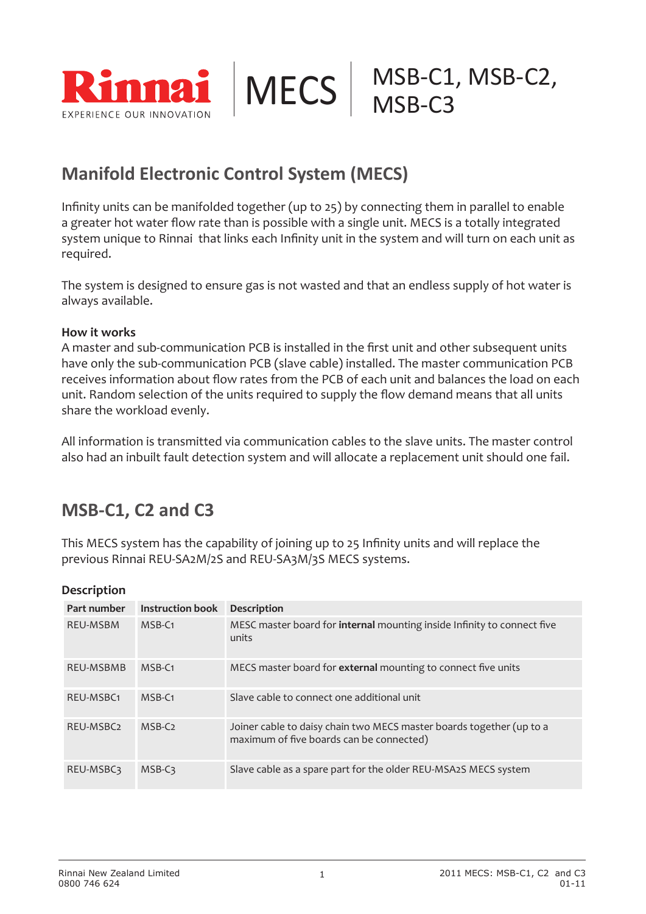# Rinnai MECS MSB-C1, MSB-C2, MSB-C3

EXPERIENCE OUR INNOVATION

## Manifold Electronic Control System (MECS)

Infinity units can be manifolded together (up to 25) by connecting them in parallel to enable a greater hot water flow rate than is possible with a single unit. MECS is a totally integrated system unique to Rinnai that links each Infinity unit in the system and will turn on each unit as required.

The system is designed to ensure gas is not wasted and that an endless supply of hot water is always available.

**How it works**

A master and sub-communication PCB is installed in the first unit and other subsequent units have only the sub-communication PCB (slave cable) installed. The master communication PCB receives information about flow rates from the PCB of each unit and balances the load on each unit. Random selection of the units required to supply the flow demand means that all units share the workload evenly.

All information is transmitted via communication cables to the slave units. The master control also had an inbuilt fault detection system and will allocate a replacement unit should one fail.

## MSB-C1, C2 and C3

This MECS system has the capability of joining up to 25 Infinity units and will replace the previous Rinnai REU-SA2M/2S and REU-SA3M/3S MECS systems.

**Description**

| Part number | Instruction book | Description |
|---|---|---|
| REU-MSBM | MSB-C1 | MESC master board for **internal** mounting inside Infinity to connect five units |
| REU-MSBMB | MSB-C1 | MECS master board for **external** mounting to connect five units |
| REU-MSBC1 | MSB-C1 | Slave cable to connect one additional unit |
| REU-MSBC2 | MSB-C2 | Joiner cable to daisy chain two MECS master boards together (up to a maximum of five boards can be connected) |
| REU-MSBC3 | MSB-C3 | Slave cable as a spare part for the older REU-MSA2S MECS system |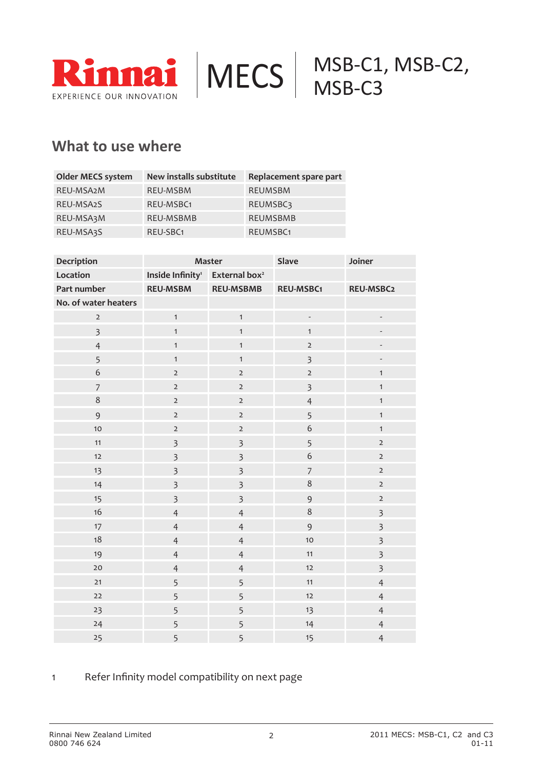Rinnai EXPERIENCE OUR INNOVATION | MECS | MSB-C1, MSB-C2, MSB-C3

## What to use where

| Older MECS system | New installs substitute | Replacement spare part |
|---|---|---|
| REU-MSA2M | REU-MSBM | REUMSBM |
| REU-MSA2S | REU-MSBC1 | REUMSBC3 |
| REU-MSA3M | REU-MSBMB | REUMSBMB |
| REU-MSA3S | REU-SBC1 | REUMSBC1 |

| Decription | Master | | Slave | Joiner |
|---|---|---|---|---|
| Location | Inside Infinity[1] | External box[2] | | |
| Part number | REU-MSBM | REU-MSBMB | REU-MSBC1 | REU-MSBC2 |
| No. of water heaters | | | | |
| 2 | 1 | 1 | - | - |
| 3 | 1 | 1 | 1 | - |
| 4 | 1 | 1 | 2 | - |
| 5 | 1 | 1 | 3 | - |
| 6 | 2 | 2 | 2 | 1 |
| 7 | 2 | 2 | 3 | 1 |
| 8 | 2 | 2 | 4 | 1 |
| 9 | 2 | 2 | 5 | 1 |
| 10 | 2 | 2 | 6 | 1 |
| 11 | 3 | 3 | 5 | 2 |
| 12 | 3 | 3 | 6 | 2 |
| 13 | 3 | 3 | 7 | 2 |
| 14 | 3 | 3 | 8 | 2 |
| 15 | 3 | 3 | 9 | 2 |
| 16 | 4 | 4 | 8 | 3 |
| 17 | 4 | 4 | 9 | 3 |
| 18 | 4 | 4 | 10 | 3 |
| 19 | 4 | 4 | 11 | 3 |
| 20 | 4 | 4 | 12 | 3 |
| 21 | 5 | 5 | 11 | 4 |
| 22 | 5 | 5 | 12 | 4 |
| 23 | 5 | 5 | 13 | 4 |
| 24 | 5 | 5 | 14 | 4 |
| 25 | 5 | 5 | 15 | 4 |

1 Refer Infinity model compatibility on next page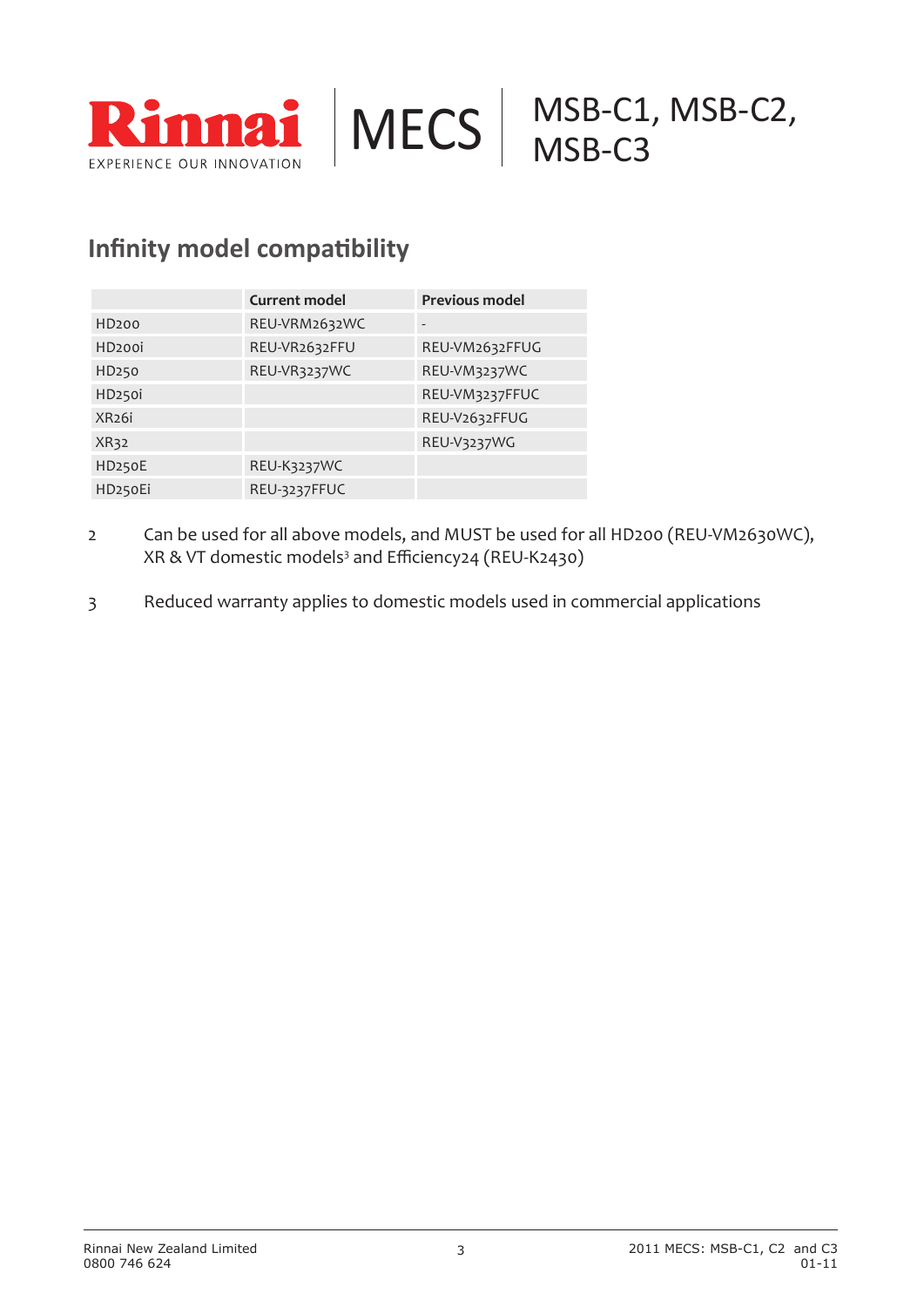## Infinity model compatibility

| | Current model | Previous model |
|---|---|---|
| HD200 | REU-VRM2632WC | - |
| HD200i | REU-VR2632FFU | REU-VM2632FFUG |
| HD250 | REU-VR3237WC | REU-VM3237WC |
| HD250i | | REU-VM3237FFUC |
| XR26i | | REU-V2632FFUG |
| XR32 | | REU-V3237WG |
| HD250E | REU-K3237WC | |
| HD250Ei | REU-3237FFUC | |

2 Can be used for all above models, and MUST be used for all HD200 (REU-VM2630WC), XR & VT domestic models[3] and Efficiency24 (REU-K2430)

3 Reduced warranty applies to domestic models used in commercial applications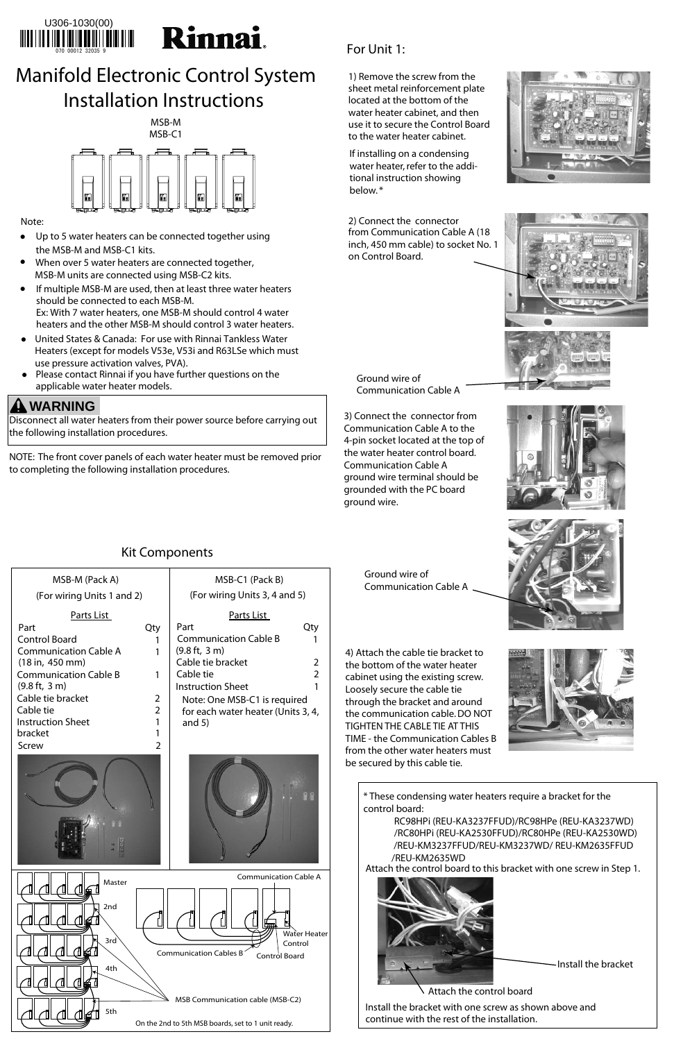U306-1030(00)

# Rinnai

# Manifold Electronic Control System Installation Instructions

MSB-M
MSB-C1

Note:

- Up to 5 water heaters can be connected together using the MSB-M and MSB-C1 kits.
- When over 5 water heaters are connected together, MSB-M units are connected using MSB-C2 kits.
- If multiple MSB-M are used, then at least three water heaters should be connected to each MSB-M.
  Ex: With 7 water heaters, one MSB-M should control 4 water heaters and the other MSB-M should control 3 water heaters.
- United States & Canada: For use with Rinnai Tankless Water Heaters (except for models V53e, V53i and R63LSe which must use pressure activation valves, PVA).
- Please contact Rinnai if you have further questions on the applicable water heater models.

**⚠ WARNING**

Disconnect all water heaters from their power source before carrying out the following installation procedures.

NOTE: The front cover panels of each water heater must be removed prior to completing the following installation procedures.

## Kit Components

| MSB-M (Pack A) (For wiring Units 1 and 2) | | MSB-C1 (Pack B) (For wiring Units 3, 4 and 5) | |
|---|---|---|---|
| **Part** | **Qty** | **Part** | **Qty** |
| Control Board | 1 | Communication Cable B (9.8 ft, 3 m) | 1 |
| Communication Cable A (18 in, 450 mm) | 1 | Cable tie bracket | 2 |
| Communication Cable B (9.8 ft, 3 m) | 1 | Cable tie | 2 |
| Cable tie bracket | 2 | Instruction Sheet | 1 |
| Cable tie | 2 | | |
| Instruction Sheet | 1 | | |
| bracket | 1 | | |
| Screw | 2 | | |

Note: One MSB-C1 is required for each water heater (Units 3, 4, and 5)

Master
2nd
3rd
4th
5th
Communication Cable A
Water Heater Control
Communication Cables B
Control Board
MSB Communication cable (MSB-C2)
On the 2nd to 5th MSB boards, set to 1 unit ready.

## For Unit 1:

1) Remove the screw from the sheet metal reinforcement plate located at the bottom of the water heater cabinet, and then use it to secure the Control Board to the water heater cabinet.

If installing on a condensing water heater, refer to the additional instruction showing below.*

2) Connect the connector from Communication Cable A (18 inch, 450 mm cable) to socket No. 1 on Control Board.

Ground wire of Communication Cable A

3) Connect the connector from Communication Cable A to the 4-pin socket located at the top of the water heater control board. Communication Cable A ground wire terminal should be grounded with the PC board ground wire.

Ground wire of Communication Cable A

4) Attach the cable tie bracket to the bottom of the water heater cabinet using the existing screw. Loosely secure the cable tie through the bracket and around the communication cable. DO NOT TIGHTEN THE CABLE TIE AT THIS TIME - the Communication Cables B from the other water heaters must be secured by this cable tie.

* These condensing water heaters require a bracket for the control board:
RC98HPi (REU-KA3237FFUD)/RC98HPe (REU-KA3237WD)
/RC80HPi (REU-KA2530FFUD)/RC80HPe (REU-KA2530WD)
/REU-KM3237FFUD/REU-KM3237WD/ REU-KM2635FFUD
/REU-KM2635WD

Attach the control board to this bracket with one screw in Step 1.

Install the bracket

Attach the control board

Install the bracket with one screw as shown above and continue with the rest of the installation.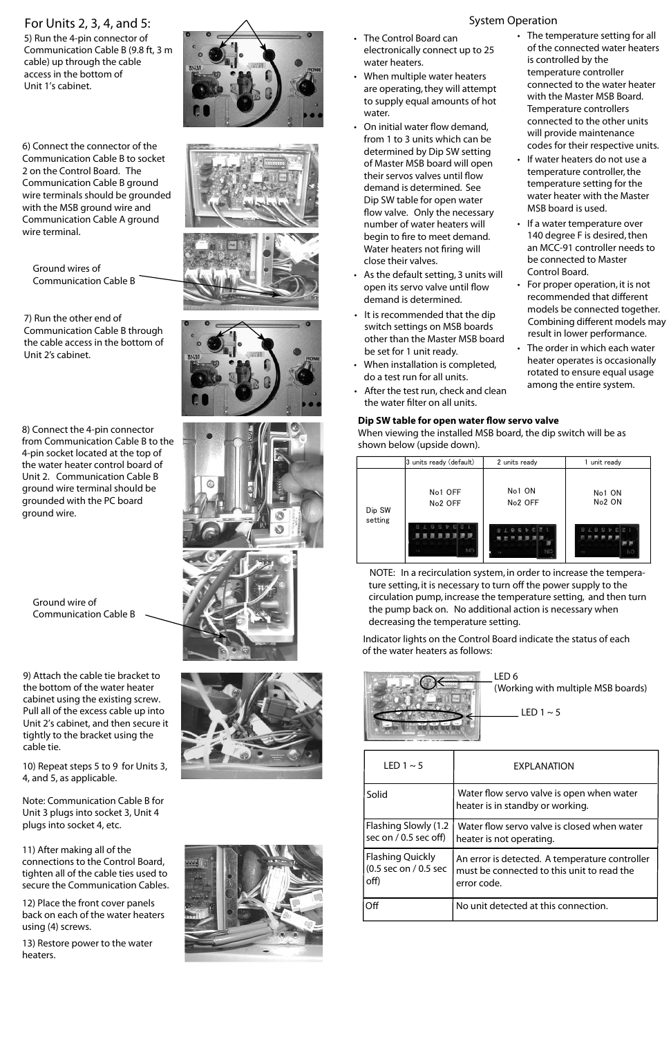## For Units 2, 3, 4, and 5:

5) Run the 4-pin connector of Communication Cable B (9.8 ft, 3 m cable) up through the cable access in the bottom of Unit 1's cabinet.

6) Connect the connector of the Communication Cable B to socket 2 on the Control Board. The Communication Cable B ground wire terminals should be grounded with the MSB ground wire and Communication Cable A ground wire terminal.

Ground wires of Communication Cable B

7) Run the other end of Communication Cable B through the cable access in the bottom of Unit 2's cabinet.

8) Connect the 4-pin connector from Communication Cable B to the 4-pin socket located at the top of the water heater control board of Unit 2. Communication Cable B ground wire terminal should be grounded with the PC board ground wire.

Ground wire of Communication Cable B

9) Attach the cable tie bracket to the bottom of the water heater cabinet using the existing screw. Pull all of the excess cable up into Unit 2's cabinet, and then secure it tightly to the bracket using the cable tie.

10) Repeat steps 5 to 9 for Units 3, 4, and 5, as applicable.

Note: Communication Cable B for Unit 3 plugs into socket 3, Unit 4 plugs into socket 4, etc.

11) After making all of the connections to the Control Board, tighten all of the cable ties used to secure the Communication Cables.

12) Place the front cover panels back on each of the water heaters using (4) screws.

13) Restore power to the water heaters.

## System Operation

- The Control Board can electronically connect up to 25 water heaters.
- When multiple water heaters are operating, they will attempt to supply equal amounts of hot water.
- On initial water flow demand, from 1 to 3 units which can be determined by Dip SW setting of Master MSB board will open their servos valves until flow demand is determined. See Dip SW table for open water flow valve. Only the necessary number of water heaters will begin to fire to meet demand. Water heaters not firing will close their valves.
- As the default setting, 3 units will open its servo valve until flow demand is determined.
- It is recommended that the dip switch settings on MSB boards other than the Master MSB board be set for 1 unit ready.
- When installation is completed, do a test run for all units.
- After the test run, check and clean the water filter on all units.
- The temperature setting for all of the connected water heaters is controlled by the temperature controller connected to the water heater with the Master MSB Board. Temperature controllers connected to the other units will provide maintenance codes for their respective units.
- If water heaters do not use a temperature controller, the temperature setting for the water heater with the Master MSB board is used.
- If a water temperature over 140 degree F is desired, then an MCC-91 controller needs to be connected to Master Control Board.
- For proper operation, it is not recommended that different models be connected together. Combining different models may result in lower performance.
- The order in which each water heater operates is occasionally rotated to ensure equal usage among the entire system.

**Dip SW table for open water flow servo valve**

When viewing the installed MSB board, the dip switch will be as shown below (upside down).

| | 3 units ready (default) | 2 units ready | 1 unit ready |
|---|---|---|---|
| Dip SW setting | No1 OFF<br>No2 OFF | No1 ON<br>No2 OFF | No1 ON<br>No2 ON |

NOTE: In a recirculation system, in order to increase the temperature setting, it is necessary to turn off the power supply to the circulation pump, increase the temperature setting, and then turn the pump back on. No additional action is necessary when decreasing the temperature setting.

Indicator lights on the Control Board indicate the status of each of the water heaters as follows:

LED 6 (Working with multiple MSB boards)

LED 1 ~ 5

| LED 1 ~ 5 | EXPLANATION |
|---|---|
| Solid | Water flow servo valve is open when water heater is in standby or working. |
| Flashing Slowly (1.2 sec on / 0.5 sec off) | Water flow servo valve is closed when water heater is not operating. |
| Flashing Quickly (0.5 sec on / 0.5 sec off) | An error is detected. A temperature controller must be connected to this unit to read the error code. |
| Off | No unit detected at this connection. |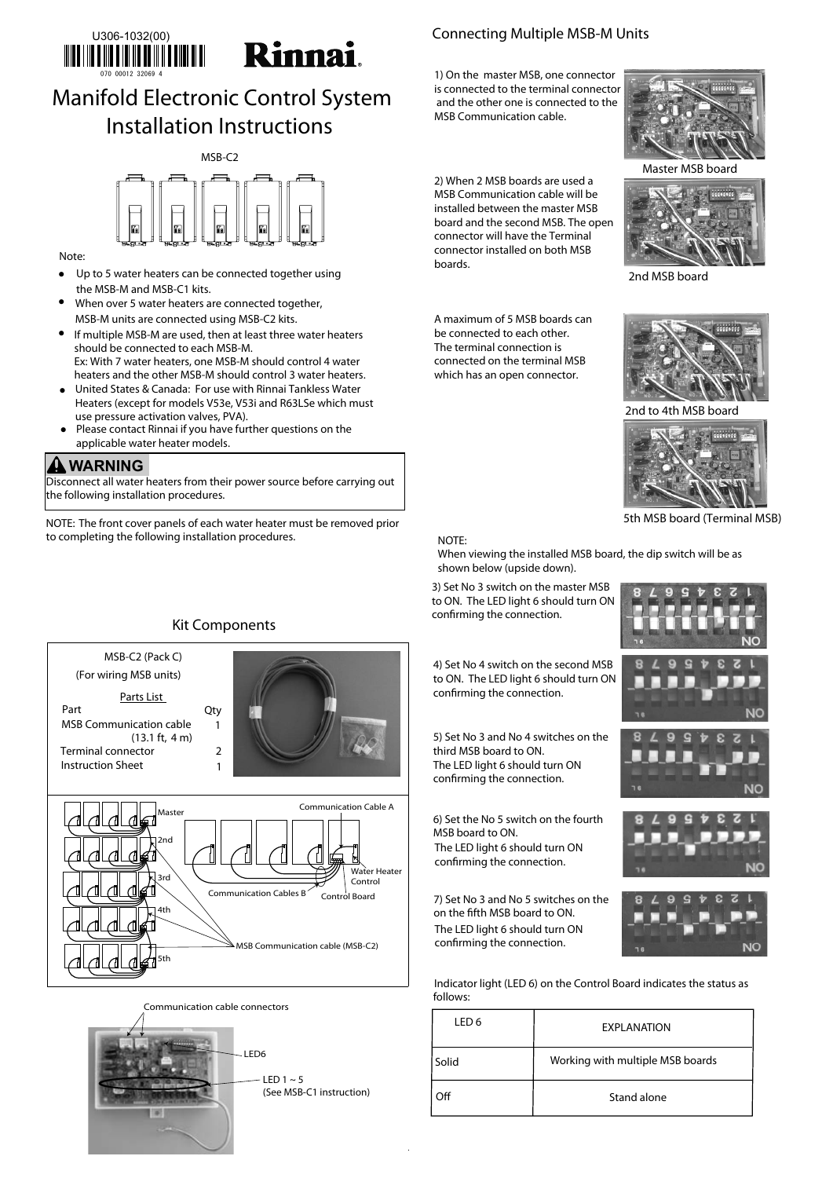U306-1032(00)

# Rinnai

# Manifold Electronic Control System Installation Instructions

MSB-C2

Note:

- Up to 5 water heaters can be connected together using the MSB-M and MSB-C1 kits.
- When over 5 water heaters are connected together, MSB-M units are connected using MSB-C2 kits.
- If multiple MSB-M are used, then at least three water heaters should be connected to each MSB-M.
  Ex: With 7 water heaters, one MSB-M should control 4 water heaters and the other MSB-M should control 3 water heaters.
- United States & Canada: For use with Rinnai Tankless Water Heaters (except for models V53e, V53i and R63LSe which must use pressure activation valves, PVA).
- Please contact Rinnai if you have further questions on the applicable water heater models.

**⚠ WARNING**

Disconnect all water heaters from their power source before carrying out the following installation procedures.

NOTE: The front cover panels of each water heater must be removed prior to completing the following installation procedures.

## Kit Components

MSB-C2 (Pack C)
(For wiring MSB units)

Parts List

| Part | Qty |
|---|---|
| MSB Communication cable (13.1 ft, 4 m) | 1 |
| Terminal connector | 2 |
| Instruction Sheet | 1 |

Master, 2nd, 3rd, 4th, 5th — Communication Cable A, Communication Cables B, Water Heater Control, Control Board, MSB Communication cable (MSB-C2)

Communication cable connectors — LED6 — LED 1 ~ 5 (See MSB-C1 instruction)

## Connecting Multiple MSB-M Units

1) On the master MSB, one connector is connected to the terminal connector and the other one is connected to the MSB Communication cable.

Master MSB board

2) When 2 MSB boards are used a MSB Communication cable will be installed between the master MSB board and the second MSB. The open connector will have the Terminal connector installed on both MSB boards.

2nd MSB board

A maximum of 5 MSB boards can be connected to each other. The terminal connection is connected on the terminal MSB which has an open connector.

2nd to 4th MSB board

5th MSB board (Terminal MSB)

NOTE:
When viewing the installed MSB board, the dip switch will be as shown below (upside down).

3) Set No 3 switch on the master MSB to ON. The LED light 6 should turn ON confirming the connection.

4) Set No 4 switch on the second MSB to ON. The LED light 6 should turn ON confirming the connection.

5) Set No 3 and No 4 switches on the third MSB board to ON. The LED light 6 should turn ON confirming the connection.

6) Set the No 5 switch on the fourth MSB board to ON. The LED light 6 should turn ON confirming the connection.

7) Set No 3 and No 5 switches on the on the fifth MSB board to ON. The LED light 6 should turn ON confirming the connection.

Indicator light (LED 6) on the Control Board indicates the status as follows:

| LED 6 | EXPLANATION |
|---|---|
| Solid | Working with multiple MSB boards |
| Off | Stand alone |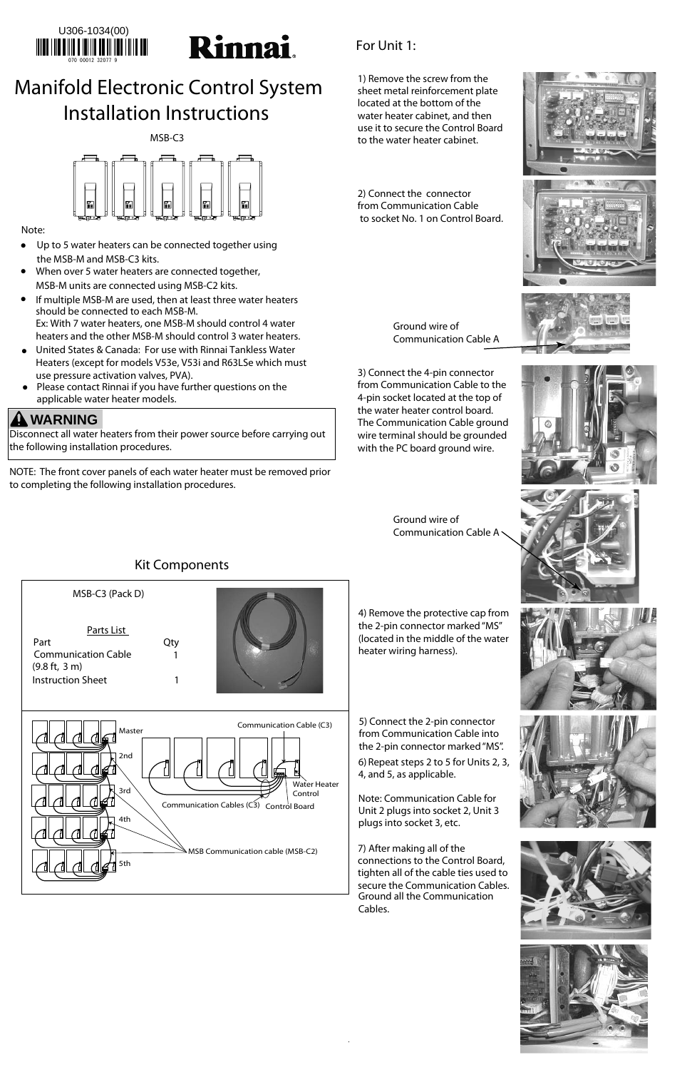U306-1034(00)

070 00012 32077 9

# Manifold Electronic Control System Installation Instructions

MSB-C3

Note:

- Up to 5 water heaters can be connected together using the MSB-M and MSB-C3 kits.
- When over 5 water heaters are connected together, MSB-M units are connected using MSB-C2 kits.
- If multiple MSB-M are used, then at least three water heaters should be connected to each MSB-M. Ex: With 7 water heaters, one MSB-M should control 4 water heaters and the other MSB-M should control 3 water heaters.
- United States & Canada: For use with Rinnai Tankless Water Heaters (except for models V53e, V53i and R63LSe which must use pressure activation valves, PVA).
- Please contact Rinnai if you have further questions on the applicable water heater models.

**WARNING**

Disconnect all water heaters from their power source before carrying out the following installation procedures.

NOTE: The front cover panels of each water heater must be removed prior to completing the following installation procedures.

## Kit Components

MSB-C3 (Pack D)

Parts List

| Part | Qty |
|---|---|
| Communication Cable (9.8 ft, 3 m) | 1 |
| Instruction Sheet | 1 |

Master

2nd

3rd

4th

5th

Communication Cable (C3)

Water Heater Control

Communication Cables (C3)

Control Board

MSB Communication cable (MSB-C2)

## For Unit 1:

1) Remove the screw from the sheet metal reinforcement plate located at the bottom of the water heater cabinet, and then use it to secure the Control Board to the water heater cabinet.

2) Connect the connector from Communication Cable to socket No. 1 on Control Board.

Ground wire of Communication Cable A

3) Connect the 4-pin connector from Communication Cable to the 4-pin socket located at the top of the water heater control board. The Communication Cable ground wire terminal should be grounded with the PC board ground wire.

Ground wire of Communication Cable A

4) Remove the protective cap from the 2-pin connector marked "MS" (located in the middle of the water heater wiring harness).

5) Connect the 2-pin connector from Communication Cable into the 2-pin connector marked "MS".

6) Repeat steps 2 to 5 for Units 2, 3, 4, and 5, as applicable.

Note: Communication Cable for Unit 2 plugs into socket 2, Unit 3 plugs into socket 3, etc.

7) After making all of the connections to the Control Board, tighten all of the cable ties used to secure the Communication Cables. Ground all the Communication Cables.